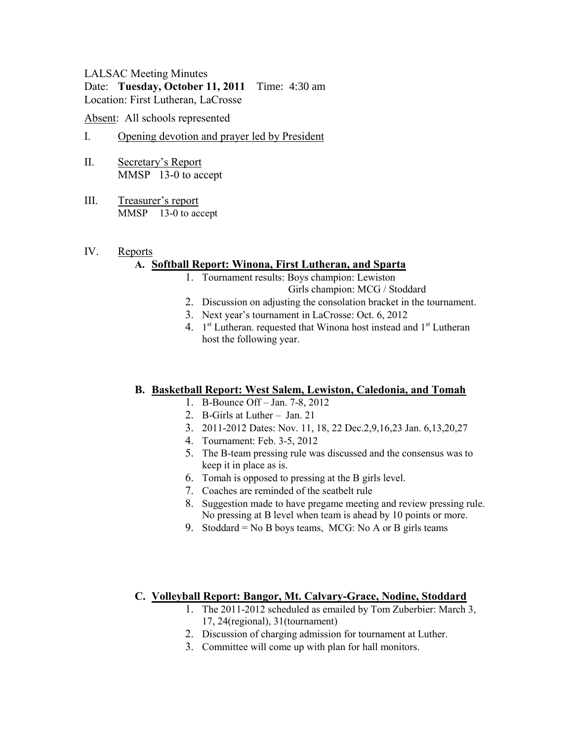LALSAC Meeting Minutes
Date: **Tuesday, October 11, 2011** Time: 4:30 am
Location: First Lutheran, LaCrosse

Absent: All schools represented

I. Opening devotion and prayer led by President

II. Secretary's Report
MMSP 13-0 to accept

III. Treasurer's report
MMSP 13-0 to accept

IV. Reports

**A. Softball Report: Winona, First Lutheran, and Sparta**

1. Tournament results: Boys champion: Lewiston
   Girls champion: MCG / Stoddard
2. Discussion on adjusting the consolation bracket in the tournament.
3. Next year's tournament in LaCrosse: Oct. 6, 2012
4. 1st Lutheran. requested that Winona host instead and 1st Lutheran host the following year.

**B. Basketball Report: West Salem, Lewiston, Caledonia, and Tomah**

1. B-Bounce Off – Jan. 7-8, 2012
2. B-Girls at Luther – Jan. 21
3. 2011-2012 Dates: Nov. 11, 18, 22 Dec.2,9,16,23 Jan. 6,13,20,27
4. Tournament: Feb. 3-5, 2012
5. The B-team pressing rule was discussed and the consensus was to keep it in place as is.
6. Tomah is opposed to pressing at the B girls level.
7. Coaches are reminded of the seatbelt rule
8. Suggestion made to have pregame meeting and review pressing rule. No pressing at B level when team is ahead by 10 points or more.
9. Stoddard = No B boys teams, MCG: No A or B girls teams

**C. Volleyball Report: Bangor, Mt. Calvary-Grace, Nodine, Stoddard**

1. The 2011-2012 scheduled as emailed by Tom Zuberbier: March 3, 17, 24(regional), 31(tournament)
2. Discussion of charging admission for tournament at Luther.
3. Committee will come up with plan for hall monitors.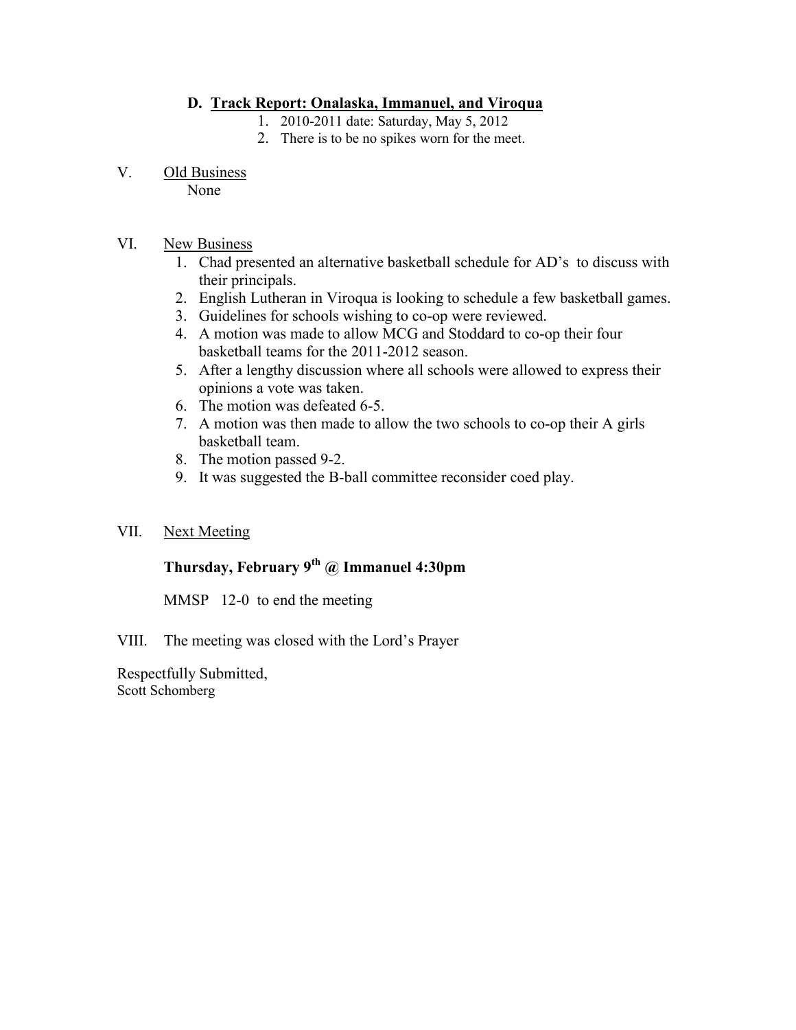### D. Track Report: Onalaska, Immanuel, and Viroqua

1. 2010-2011 date: Saturday, May 5, 2012
2. There is to be no spikes worn for the meet.

V. Old Business

None

VI. New Business

1. Chad presented an alternative basketball schedule for AD's to discuss with their principals.
2. English Lutheran in Viroqua is looking to schedule a few basketball games.
3. Guidelines for schools wishing to co-op were reviewed.
4. A motion was made to allow MCG and Stoddard to co-op their four basketball teams for the 2011-2012 season.
5. After a lengthy discussion where all schools were allowed to express their opinions a vote was taken.
6. The motion was defeated 6-5.
7. A motion was then made to allow the two schools to co-op their A girls basketball team.
8. The motion passed 9-2.
9. It was suggested the B-ball committee reconsider coed play.

VII. Next Meeting

**Thursday, February 9th @ Immanuel 4:30pm**

MMSP 12-0 to end the meeting

VIII. The meeting was closed with the Lord's Prayer

Respectfully Submitted,
Scott Schomberg